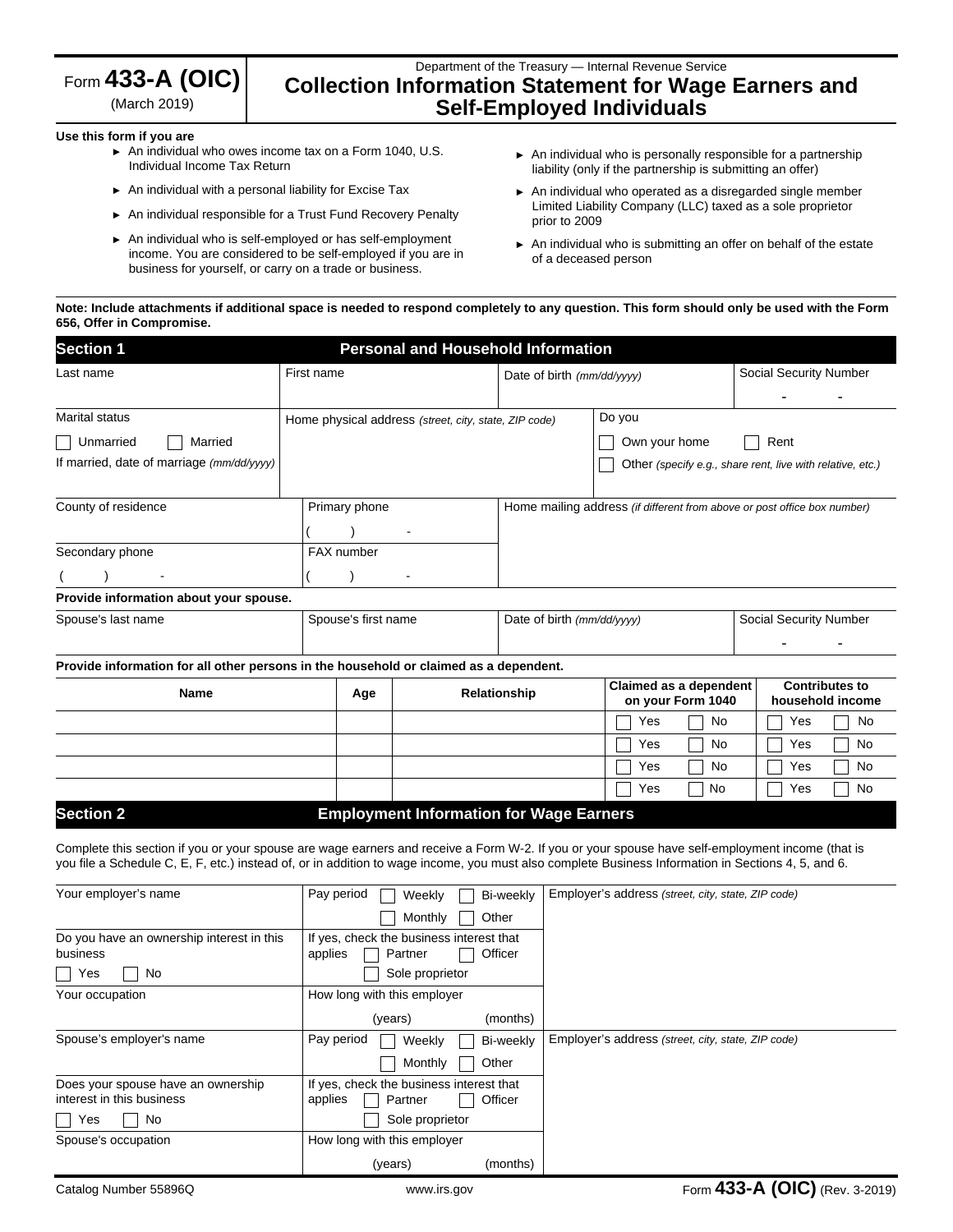Form **433-A (OIC)**
(March 2019)

Department of the Treasury — Internal Revenue Service

# Collection Information Statement for Wage Earners and Self-Employed Individuals

**Use this form if you are**

- An individual who owes income tax on a Form 1040, U.S. Individual Income Tax Return
- An individual with a personal liability for Excise Tax
- An individual responsible for a Trust Fund Recovery Penalty
- An individual who is self-employed or has self-employment income. You are considered to be self-employed if you are in business for yourself, or carry on a trade or business.
- An individual who is personally responsible for a partnership liability (only if the partnership is submitting an offer)
- An individual who operated as a disregarded single member Limited Liability Company (LLC) taxed as a sole proprietor prior to 2009
- An individual who is submitting an offer on behalf of the estate of a deceased person

**Note: Include attachments if additional space is needed to respond completely to any question. This form should only be used with the Form 656, Offer in Compromise.**

## Section 1 Personal and Household Information

| Last name | First name | Date of birth *(mm/dd/yyyy)* | Social Security Number |
|---|---|---|---|
| | | | - - |

| Marital status | Home physical address *(street, city, state, ZIP code)* | Do you |
|---|---|---|
| ☐ Unmarried ☐ Married | | ☐ Own your home ☐ Rent |
| If married, date of marriage *(mm/dd/yyyy)* | | ☐ Other *(specify e.g., share rent, live with relative, etc.)* |

| County of residence | Primary phone | Home mailing address *(if different from above or post office box number)* |
|---|---|---|
| | ( ) - | |
| Secondary phone | FAX number | |
| ( ) - | ( ) - | |

**Provide information about your spouse.**

| Spouse's last name | Spouse's first name | Date of birth *(mm/dd/yyyy)* | Social Security Number |
|---|---|---|---|
| | | | - - |

**Provide information for all other persons in the household or claimed as a dependent.**

| Name | Age | Relationship | Claimed as a dependent on your Form 1040 | Contributes to household income |
|---|---|---|---|---|
| | | | ☐ Yes ☐ No | ☐ Yes ☐ No |
| | | | ☐ Yes ☐ No | ☐ Yes ☐ No |
| | | | ☐ Yes ☐ No | ☐ Yes ☐ No |
| | | | ☐ Yes ☐ No | ☐ Yes ☐ No |

## Section 2 Employment Information for Wage Earners

Complete this section if you or your spouse are wage earners and receive a Form W-2. If you or your spouse have self-employment income (that is you file a Schedule C, E, F, etc.) instead of, or in addition to wage income, you must also complete Business Information in Sections 4, 5, and 6.

| Your employer's name | Pay period ☐ Weekly ☐ Bi-weekly ☐ Monthly ☐ Other | Employer's address *(street, city, state, ZIP code)* |
|---|---|---|
| Do you have an ownership interest in this business ☐ Yes ☐ No | If yes, check the business interest that applies ☐ Partner ☐ Officer ☐ Sole proprietor | |
| Your occupation | How long with this employer (years) (months) | |

| Spouse's employer's name | Pay period ☐ Weekly ☐ Bi-weekly ☐ Monthly ☐ Other | Employer's address *(street, city, state, ZIP code)* |
|---|---|---|
| Does your spouse have an ownership interest in this business ☐ Yes ☐ No | If yes, check the business interest that applies ☐ Partner ☐ Officer ☐ Sole proprietor | |
| Spouse's occupation | How long with this employer (years) (months) | |

Catalog Number 55896Q www.irs.gov Form **433-A (OIC)** (Rev. 3-2019)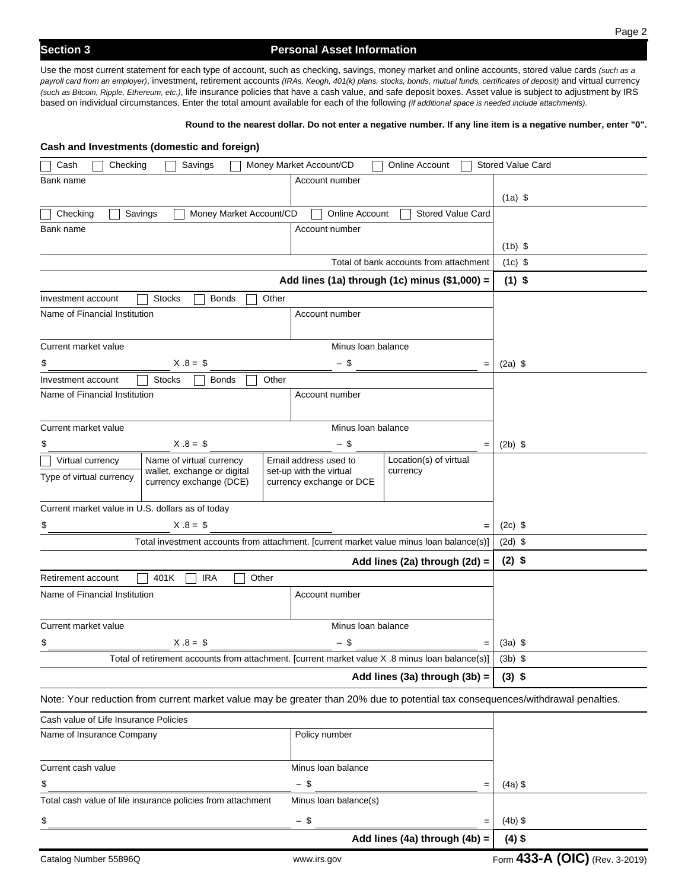## Section 3 Personal Asset Information

Use the most current statement for each type of account, such as checking, savings, money market and online accounts, stored value cards *(such as a payroll card from an employer)*, investment, retirement accounts *(IRAs, Keogh, 401(k) plans, stocks, bonds, mutual funds, certificates of deposit)* and virtual currency *(such as Bitcoin, Ripple, Ethereum, etc.)*, life insurance policies that have a cash value, and safe deposit boxes. Asset value is subject to adjustment by IRS based on individual circumstances. Enter the total amount available for each of the following *(if additional space is needed include attachments).*

**Round to the nearest dollar. Do not enter a negative number. If any line item is a negative number, enter "0".**

### Cash and Investments (domestic and foreign)

| | | |
|---|---|---|
| ☐ Cash ☐ Checking ☐ Savings ☐ Money Market Account/CD ☐ Online Account ☐ Stored Value Card | | |
| Bank name | Account number | (1a) $ |
| ☐ Checking ☐ Savings ☐ Money Market Account/CD ☐ Online Account ☐ Stored Value Card | | |
| Bank name | Account number | (1b) $ |
| | Total of bank accounts from attachment | (1c) $ |
| | **Add lines (1a) through (1c) minus ($1,000) =** | **(1) $** |
| Investment account ☐ Stocks ☐ Bonds ☐ Other | | |
| Name of Financial Institution | Account number | |
| Current market value $ ______ X .8 = $ ______ | Minus loan balance – $ ______ = | (2a) $ |
| Investment account ☐ Stocks ☐ Bonds ☐ Other | | |
| Name of Financial Institution | Account number | |
| Current market value $ ______ X .8 = $ ______ | Minus loan balance – $ ______ = | (2b) $ |
| ☐ Virtual currency / Type of virtual currency / Name of virtual currency wallet, exchange or digital currency exchange (DCE) | Email address used to set-up with the virtual currency exchange or DCE / Location(s) of virtual currency | |
| Current market value in U.S. dollars as of today $ ______ X .8 = $ ______ | = | (2c) $ |
| | Total investment accounts from attachment. [current market value minus loan balance(s)] | (2d) $ |
| | **Add lines (2a) through (2d) =** | **(2) $** |
| Retirement account ☐ 401K ☐ IRA ☐ Other | | |
| Name of Financial Institution | Account number | |
| Current market value $ ______ X .8 = $ ______ | Minus loan balance – $ ______ = | (3a) $ |
| | Total of retirement accounts from attachment. [current market value X .8 minus loan balance(s)] | (3b) $ |
| | **Add lines (3a) through (3b) =** | **(3) $** |

Note: Your reduction from current market value may be greater than 20% due to potential tax consequences/withdrawal penalties.

| | | |
|---|---|---|
| Cash value of Life Insurance Policies | | |
| Name of Insurance Company | Policy number | |
| Current cash value $ ______ | Minus loan balance – $ ______ = | (4a) $ |
| Total cash value of life insurance policies from attachment $ ______ | Minus loan balance(s) – $ ______ = | (4b) $ |
| | **Add lines (4a) through (4b) =** | **(4) $** |

Catalog Number 55896Q www.irs.gov Form **433-A (OIC)** (Rev. 3-2019)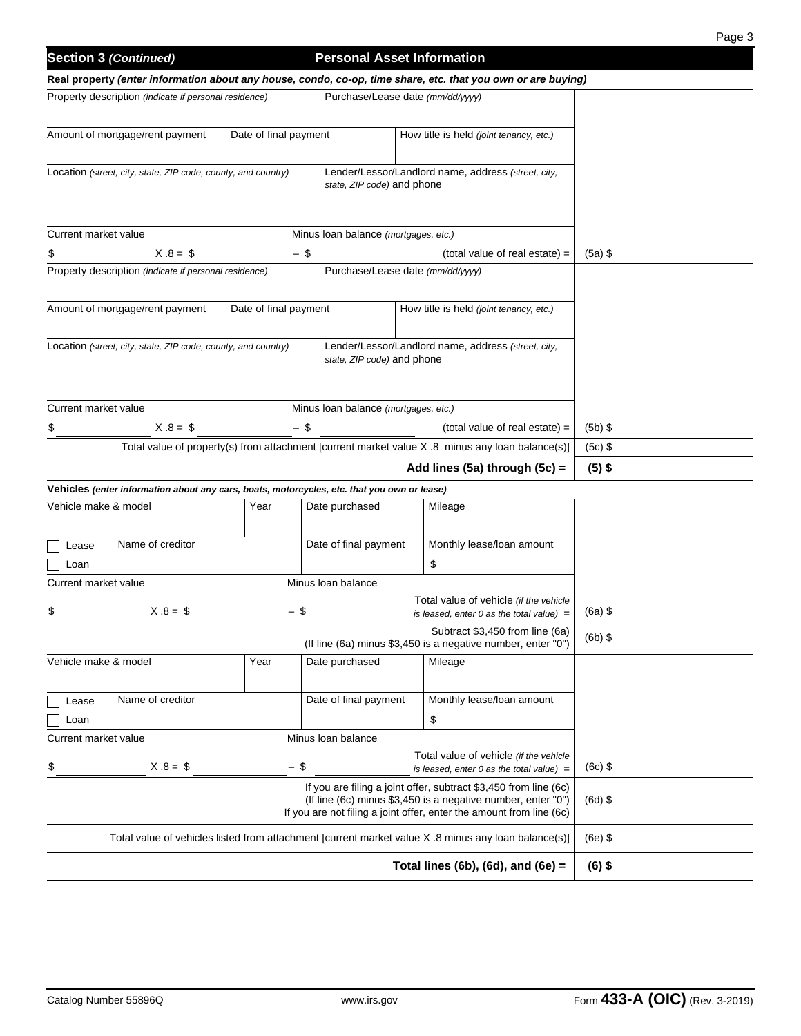## Section 3 *(Continued)* — Personal Asset Information

**Real property** ***(enter information about any house, condo, co-op, time share, etc. that you own or are buying)***

| | | | |
|---|---|---|---|
| Property description *(indicate if personal residence)* | | Purchase/Lease date *(mm/dd/yyyy)* | |
| Amount of mortgage/rent payment | Date of final payment | How title is held *(joint tenancy, etc.)* | |
| Location *(street, city, state, ZIP code, county, and country)* | | Lender/Lessor/Landlord name, address *(street, city, state, ZIP code)* and phone | |
| Current market value $ ______ X .8 = $ ______ | Minus loan balance *(mortgages, etc.)* – $ ______ | (total value of real estate) = | (5a) $ |
| Property description *(indicate if personal residence)* | | Purchase/Lease date *(mm/dd/yyyy)* | |
| Amount of mortgage/rent payment | Date of final payment | How title is held *(joint tenancy, etc.)* | |
| Location *(street, city, state, ZIP code, county, and country)* | | Lender/Lessor/Landlord name, address *(street, city, state, ZIP code)* and phone | |
| Current market value $ ______ X .8 = $ ______ | Minus loan balance *(mortgages, etc.)* – $ ______ | (total value of real estate) = | (5b) $ |
| Total value of property(s) from attachment [current market value X .8 minus any loan balance(s)] | | | (5c) $ |
| | | **Add lines (5a) through (5c) =** | **(5) $** |

**Vehicles** ***(enter information about any cars, boats, motorcycles, etc. that you own or lease)***

| | | | | |
|---|---|---|---|---|
| Vehicle make & model | Year | Date purchased | Mileage | |
| ☐ Lease ☐ Loan | Name of creditor | Date of final payment | Monthly lease/loan amount $ | |
| Current market value $ ______ X .8 = $ ______ | Minus loan balance – $ ______ | | Total value of vehicle *(if the vehicle is leased, enter 0 as the total value)* = | (6a) $ |
| | | | Subtract $3,450 from line (6a) (If line (6a) minus $3,450 is a negative number, enter "0") | (6b) $ |
| Vehicle make & model | Year | Date purchased | Mileage | |
| ☐ Lease ☐ Loan | Name of creditor | Date of final payment | Monthly lease/loan amount $ | |
| Current market value $ ______ X .8 = $ ______ | Minus loan balance – $ ______ | | Total value of vehicle *(if the vehicle is leased, enter 0 as the total value)* = | (6c) $ |
| | | | If you are filing a joint offer, subtract $3,450 from line (6c) (If line (6c) minus $3,450 is a negative number, enter "0") If you are not filing a joint offer, enter the amount from line (6c) | (6d) $ |
| Total value of vehicles listed from attachment [current market value X .8 minus any loan balance(s)] | | | | (6e) $ |
| | | | **Total lines (6b), (6d), and (6e) =** | **(6) $** |

Catalog Number 55896Q www.irs.gov Form **433-A (OIC)** (Rev. 3-2019)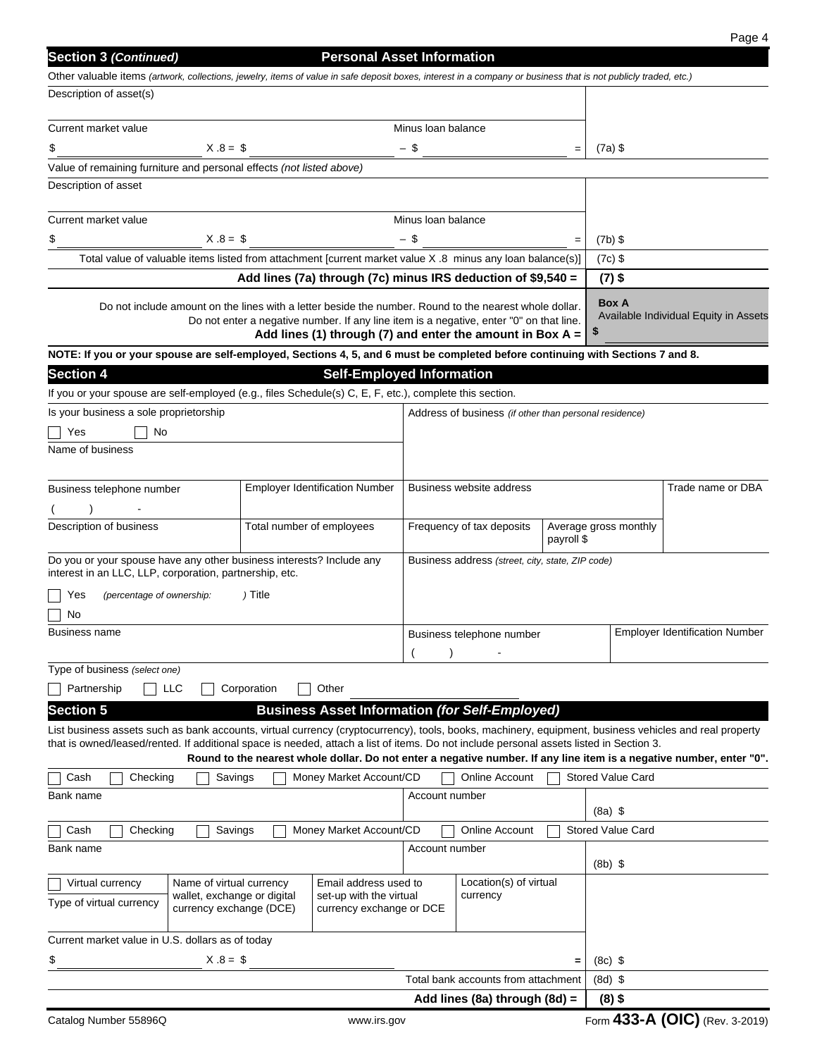## Section 3 *(Continued)* Personal Asset Information

Other valuable items *(artwork, collections, jewelry, items of value in safe deposit boxes, interest in a company or business that is not publicly traded, etc.)*

Description of asset(s)

| Current market value | | Minus loan balance | | |
|---|---|---|---|---|
| $ | X .8 = $ | – $ | = | (7a) $ |

Value of remaining furniture and personal effects *(not listed above)*

Description of asset

| Current market value | | Minus loan balance | | |
|---|---|---|---|---|
| $ | X .8 = $ | – $ | = | (7b) $ |

Total value of valuable items listed from attachment [current market value X .8 minus any loan balance(s)] (7c) $

**Add lines (7a) through (7c) minus IRS deduction of $9,540 = (7) $**

Do not include amount on the lines with a letter beside the number. Round to the nearest whole dollar. Do not enter a negative number. If any line item is a negative, enter "0" on that line.
**Add lines (1) through (7) and enter the amount in Box A =**

**Box A** Available Individual Equity in Assets
**$**

**NOTE: If you or your spouse are self-employed, Sections 4, 5, and 6 must be completed before continuing with Sections 7 and 8.**

## Section 4 Self-Employed Information

If you or your spouse are self-employed (e.g., files Schedule(s) C, E, F, etc.), complete this section.

Is your business a sole proprietorship

☐ Yes ☐ No

Address of business *(if other than personal residence)*

Name of business

| Business telephone number | Employer Identification Number | Business website address | | Trade name or DBA |
|---|---|---|---|---|
| (    )    - | | | | |
| Description of business | Total number of employees | Frequency of tax deposits | Average gross monthly payroll $ | |

Do you or your spouse have any other business interests? Include any interest in an LLC, LLP, corporation, partnership, etc.

☐ Yes *(percentage of ownership:* ) Title

☐ No

Business address *(street, city, state, ZIP code)*

| Business name | Business telephone number | Employer Identification Number |
|---|---|---|
| | (    )    - | |

Type of business *(select one)*

☐ Partnership ☐ LLC ☐ Corporation ☐ Other

## Section 5 Business Asset Information *(for Self-Employed)*

List business assets such as bank accounts, virtual currency (cryptocurrency), tools, books, machinery, equipment, business vehicles and real property that is owned/leased/rented. If additional space is needed, attach a list of items. Do not include personal assets listed in Section 3.

**Round to the nearest whole dollar. Do not enter a negative number. If any line item is a negative number, enter "0".**

☐ Cash ☐ Checking ☐ Savings ☐ Money Market Account/CD ☐ Online Account ☐ Stored Value Card

| Bank name | Account number | (8a) $ |
|---|---|---|

☐ Cash ☐ Checking ☐ Savings ☐ Money Market Account/CD ☐ Online Account ☐ Stored Value Card

| Bank name | Account number | (8b) $ |
|---|---|---|

| ☐ Virtual currency | Name of virtual currency wallet, exchange or digital currency exchange (DCE) | Email address used to set-up with the virtual currency exchange or DCE | Location(s) of virtual currency |
|---|---|---|---|
| Type of virtual currency | | | |

Current market value in U.S. dollars as of today

$ X .8 = $ = (8c) $

Total bank accounts from attachment (8d) $

**Add lines (8a) through (8d) = (8) $**

Catalog Number 55896Q www.irs.gov Form **433-A (OIC)** (Rev. 3-2019)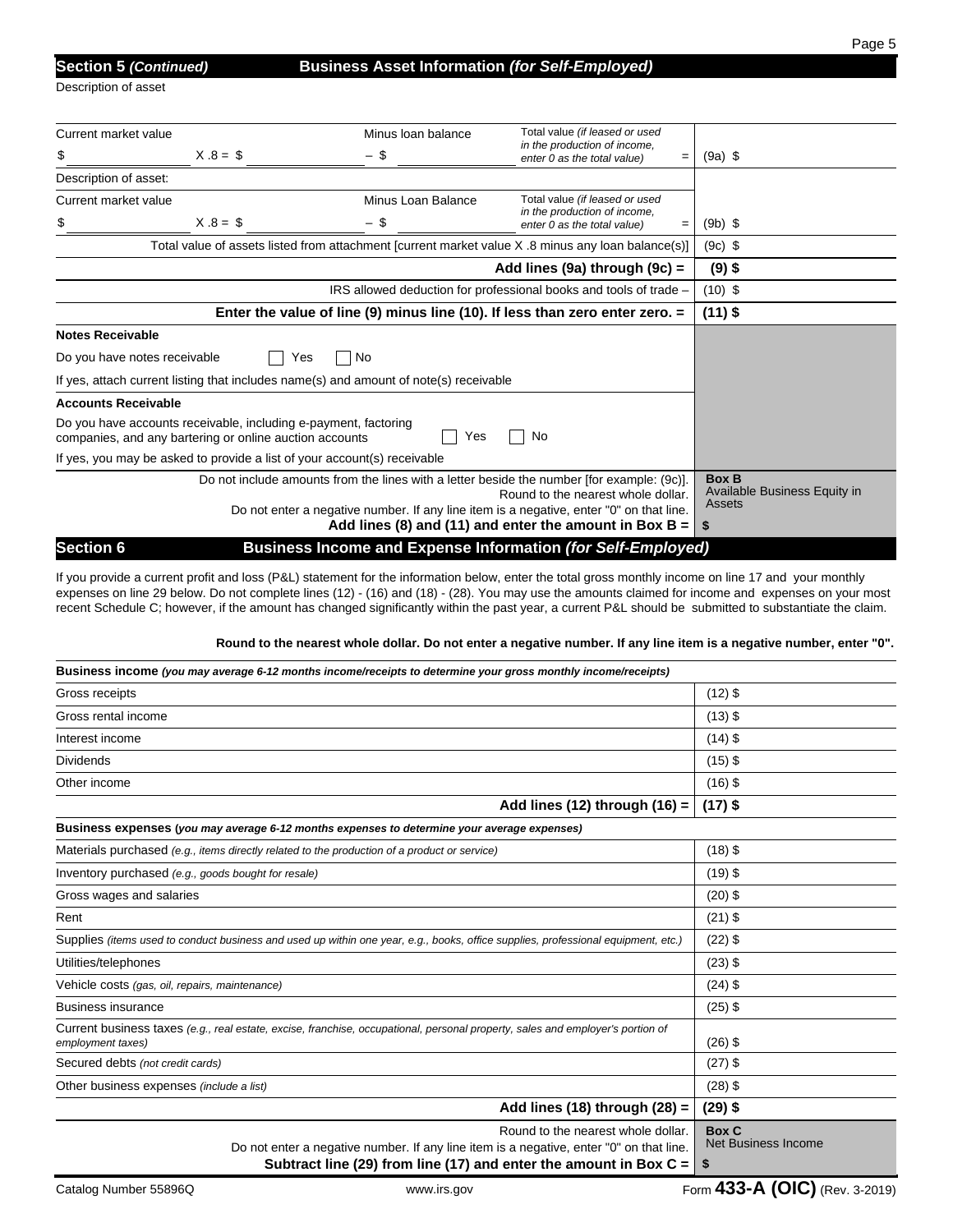## Section 5 *(Continued)* Business Asset Information *(for Self-Employed)*

Description of asset

| Current market value | | Minus loan balance | Total value *(if leased or used in the production of income, enter 0 as the total value)* | |
|---|---|---|---|---|
| $ | X .8 = $ | – $ | = | (9a) $ |

Description of asset:

| Current market value | | Minus Loan Balance | Total value *(if leased or used in the production of income, enter 0 as the total value)* | |
|---|---|---|---|---|
| $ | X .8 = $ | – $ | = | (9b) $ |

| | |
|---|---|
| Total value of assets listed from attachment [current market value X .8 minus any loan balance(s)] | (9c) $ |
| **Add lines (9a) through (9c) =** | **(9) $** |
| IRS allowed deduction for professional books and tools of trade – | (10) $ |
| **Enter the value of line (9) minus line (10). If less than zero enter zero. =** | **(11) $** |

**Notes Receivable**

Do you have notes receivable ☐ Yes ☐ No

If yes, attach current listing that includes name(s) and amount of note(s) receivable

**Accounts Receivable**

Do you have accounts receivable, including e-payment, factoring companies, and any bartering or online auction accounts ☐ Yes ☐ No

If yes, you may be asked to provide a list of your account(s) receivable

Do not include amounts from the lines with a letter beside the number [for example: (9c)]. Round to the nearest whole dollar. Do not enter a negative number. If any line item is a negative, enter "0" on that line.
**Add lines (8) and (11) and enter the amount in Box B =**

**Box B** Available Business Equity in Assets
**$**

## Section 6 Business Income and Expense Information *(for Self-Employed)*

If you provide a current profit and loss (P&L) statement for the information below, enter the total gross monthly income on line 17 and your monthly expenses on line 29 below. Do not complete lines (12) - (16) and (18) - (28). You may use the amounts claimed for income and expenses on your most recent Schedule C; however, if the amount has changed significantly within the past year, a current P&L should be submitted to substantiate the claim.

**Round to the nearest whole dollar. Do not enter a negative number. If any line item is a negative number, enter "0".**

| **Business income** *(you may average 6-12 months income/receipts to determine your gross monthly income/receipts)* | |
|---|---|
| Gross receipts | (12) $ |
| Gross rental income | (13) $ |
| Interest income | (14) $ |
| Dividends | (15) $ |
| Other income | (16) $ |
| **Add lines (12) through (16) =** | **(17) $** |

| **Business expenses** *(you may average 6-12 months expenses to determine your average expenses)* | |
|---|---|
| Materials purchased *(e.g., items directly related to the production of a product or service)* | (18) $ |
| Inventory purchased *(e.g., goods bought for resale)* | (19) $ |
| Gross wages and salaries | (20) $ |
| Rent | (21) $ |
| Supplies *(items used to conduct business and used up within one year, e.g., books, office supplies, professional equipment, etc.)* | (22) $ |
| Utilities/telephones | (23) $ |
| Vehicle costs *(gas, oil, repairs, maintenance)* | (24) $ |
| Business insurance | (25) $ |
| Current business taxes *(e.g., real estate, excise, franchise, occupational, personal property, sales and employer's portion of employment taxes)* | (26) $ |
| Secured debts *(not credit cards)* | (27) $ |
| Other business expenses *(include a list)* | (28) $ |
| **Add lines (18) through (28) =** | **(29) $** |

Round to the nearest whole dollar. Do not enter a negative number. If any line item is a negative, enter "0" on that line.
**Subtract line (29) from line (17) and enter the amount in Box C =**

**Box C** Net Business Income
**$**

Catalog Number 55896Q www.irs.gov Form **433-A (OIC)** (Rev. 3-2019)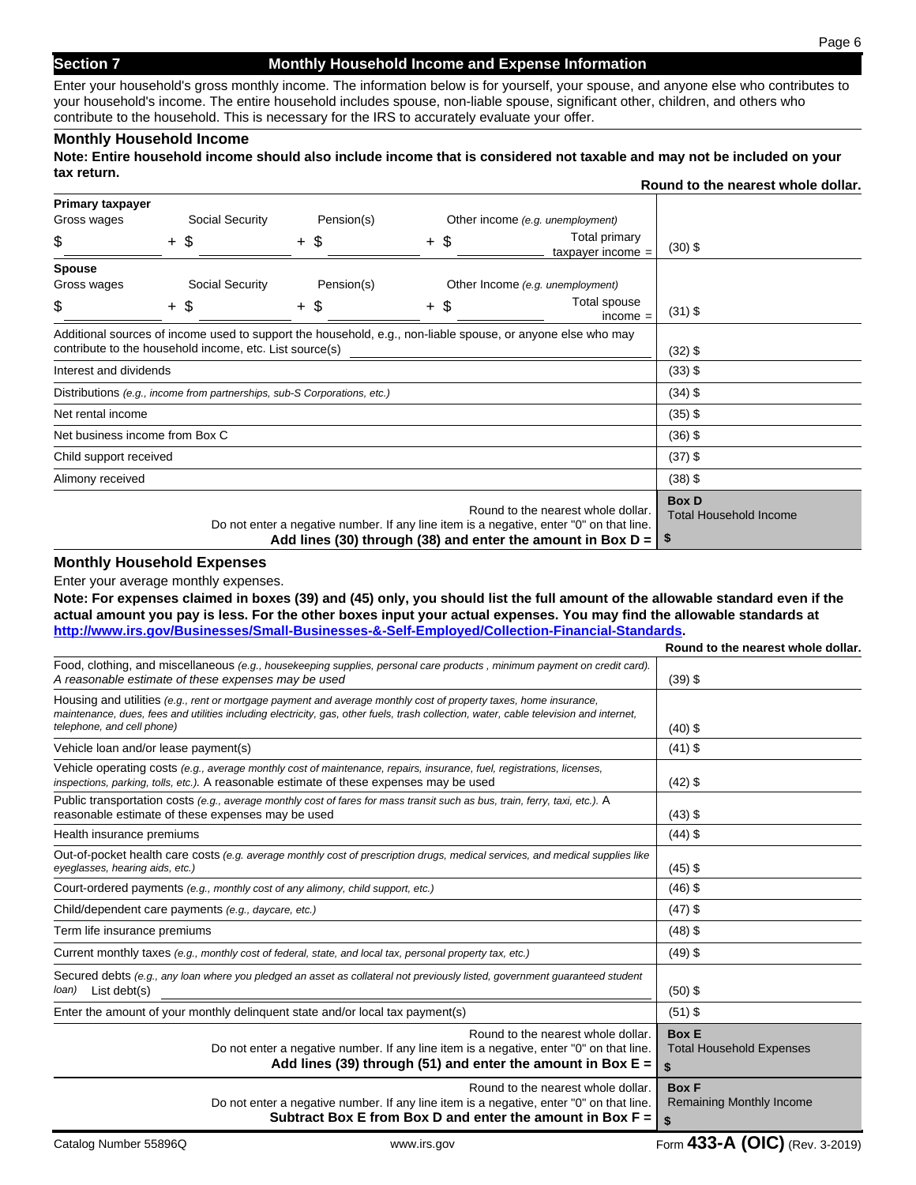## Section 7 Monthly Household Income and Expense Information

Enter your household's gross monthly income. The information below is for yourself, your spouse, and anyone else who contributes to your household's income. The entire household includes spouse, non-liable spouse, significant other, children, and others who contribute to the household. This is necessary for the IRS to accurately evaluate your offer.

### Monthly Household Income

**Note: Entire household income should also include income that is considered not taxable and may not be included on your tax return.**

**Round to the nearest whole dollar.**

**Primary taxpayer**

| Gross wages | Social Security | Pension(s) | Other income *(e.g. unemployment)* | |
|---|---|---|---|---|
| $ | + $ | + $ | + $ | Total primary taxpayer income = (30) $ |

**Spouse**

| Gross wages | Social Security | Pension(s) | Other Income *(e.g. unemployment)* | |
|---|---|---|---|---|
| $ | + $ | + $ | + $ | Total spouse income = (31) $ |

| Item | Amount |
|---|---|
| Additional sources of income used to support the household, e.g., non-liable spouse, or anyone else who may contribute to the household income, etc. List source(s) ____________ | (32) $ |
| Interest and dividends | (33) $ |
| Distributions *(e.g., income from partnerships, sub-S Corporations, etc.)* | (34) $ |
| Net rental income | (35) $ |
| Net business income from Box C | (36) $ |
| Child support received | (37) $ |
| Alimony received | (38) $ |
| Round to the nearest whole dollar. Do not enter a negative number. If any line item is a negative, enter "0" on that line. **Add lines (30) through (38) and enter the amount in Box D =** | **Box D** Total Household Income **$** |

### Monthly Household Expenses

Enter your average monthly expenses.

**Note: For expenses claimed in boxes (39) and (45) only, you should list the full amount of the allowable standard even if the actual amount you pay is less. For the other boxes input your actual expenses. You may find the allowable standards at [http://www.irs.gov/Businesses/Small-Businesses-&-Self-Employed/Collection-Financial-Standards](http://www.irs.gov/Businesses/Small-Businesses-&-Self-Employed/Collection-Financial-Standards).**

**Round to the nearest whole dollar.**

| Item | Amount |
|---|---|
| Food, clothing, and miscellaneous *(e.g., housekeeping supplies, personal care products , minimum payment on credit card). A reasonable estimate of these expenses may be used* | (39) $ |
| Housing and utilities *(e.g., rent or mortgage payment and average monthly cost of property taxes, home insurance, maintenance, dues, fees and utilities including electricity, gas, other fuels, trash collection, water, cable television and internet, telephone, and cell phone)* | (40) $ |
| Vehicle loan and/or lease payment(s) | (41) $ |
| Vehicle operating costs *(e.g., average monthly cost of maintenance, repairs, insurance, fuel, registrations, licenses, inspections, parking, tolls, etc.).* A reasonable estimate of these expenses may be used | (42) $ |
| Public transportation costs *(e.g., average monthly cost of fares for mass transit such as bus, train, ferry, taxi, etc.).* A reasonable estimate of these expenses may be used | (43) $ |
| Health insurance premiums | (44) $ |
| Out-of-pocket health care costs *(e.g. average monthly cost of prescription drugs, medical services, and medical supplies like eyeglasses, hearing aids, etc.)* | (45) $ |
| Court-ordered payments *(e.g., monthly cost of any alimony, child support, etc.)* | (46) $ |
| Child/dependent care payments *(e.g., daycare, etc.)* | (47) $ |
| Term life insurance premiums | (48) $ |
| Current monthly taxes *(e.g., monthly cost of federal, state, and local tax, personal property tax, etc.)* | (49) $ |
| Secured debts *(e.g., any loan where you pledged an asset as collateral not previously listed, government guaranteed student loan)* List debt(s) ____________ | (50) $ |
| Enter the amount of your monthly delinquent state and/or local tax payment(s) | (51) $ |
| Round to the nearest whole dollar. Do not enter a negative number. If any line item is a negative, enter "0" on that line. **Add lines (39) through (51) and enter the amount in Box E =** | **Box E** Total Household Expenses **$** |
| Round to the nearest whole dollar. Do not enter a negative number. If any line item is a negative, enter "0" on that line. **Subtract Box E from Box D and enter the amount in Box F =** | **Box F** Remaining Monthly Income **$** |

Catalog Number 55896Q www.irs.gov Form **433-A (OIC)** (Rev. 3-2019)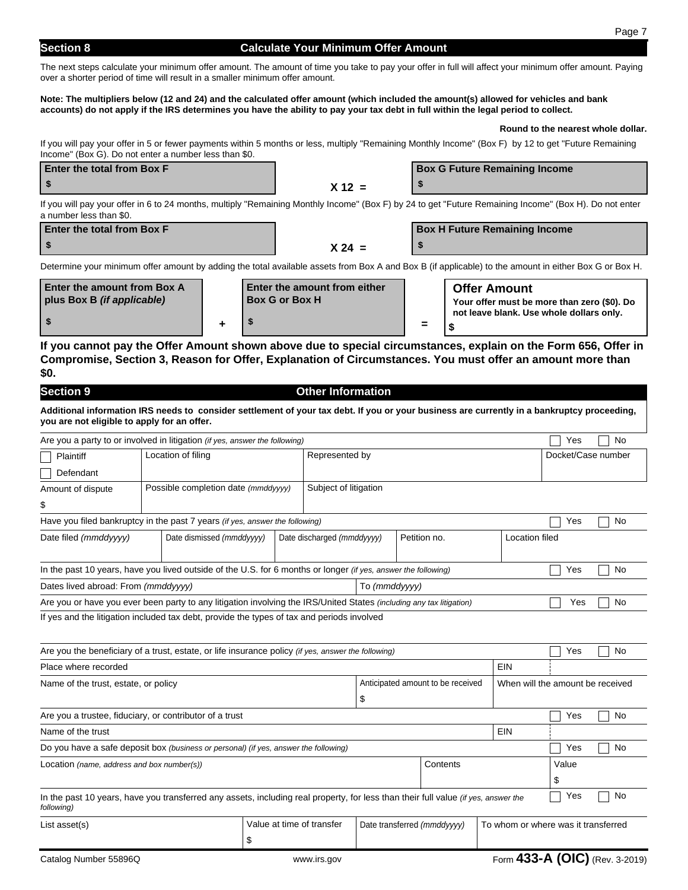## Section 8 Calculate Your Minimum Offer Amount

The next steps calculate your minimum offer amount. The amount of time you take to pay your offer in full will affect your minimum offer amount. Paying over a shorter period of time will result in a smaller minimum offer amount.

**Note: The multipliers below (12 and 24) and the calculated offer amount (which included the amount(s) allowed for vehicles and bank accounts) do not apply if the IRS determines you have the ability to pay your tax debt in full within the legal period to collect.**

**Round to the nearest whole dollar.**

If you will pay your offer in 5 or fewer payments within 5 months or less, multiply "Remaining Monthly Income" (Box F) by 12 to get "Future Remaining Income" (Box G). Do not enter a number less than $0.

| Enter the total from Box F | | Box G Future Remaining Income |
|---|---|---|
| $ | X 12 = | $ |

If you will pay your offer in 6 to 24 months, multiply "Remaining Monthly Income" (Box F) by 24 to get "Future Remaining Income" (Box H). Do not enter a number less than $0.

| Enter the total from Box F | | Box H Future Remaining Income |
|---|---|---|
| $ | X 24 = | $ |

Determine your minimum offer amount by adding the total available assets from Box A and Box B (if applicable) to the amount in either Box G or Box H.

| Enter the amount from Box A plus Box B *(if applicable)* | | Enter the amount from either Box G or Box H | | **Offer Amount** Your offer must be more than zero ($0). Do not leave blank. Use whole dollars only. |
|---|---|---|---|---|
| $ | + | $ | = | $ |

**If you cannot pay the Offer Amount shown above due to special circumstances, explain on the Form 656, Offer in Compromise, Section 3, Reason for Offer, Explanation of Circumstances. You must offer an amount more than $0.**

## Section 9 Other Information

**Additional information IRS needs to consider settlement of your tax debt. If you or your business are currently in a bankruptcy proceeding, you are not eligible to apply for an offer.**

Are you a party to or involved in litigation *(if yes, answer the following)* ☐ Yes ☐ No

| ☐ Plaintiff ☐ Defendant | Location of filing | Represented by | Docket/Case number |
|---|---|---|---|
| Amount of dispute $ | Possible completion date *(mmddyyyy)* | Subject of litigation | |

Have you filed bankruptcy in the past 7 years *(if yes, answer the following)* ☐ Yes ☐ No

| Date filed *(mmddyyyy)* | Date dismissed *(mmddyyyy)* | Date discharged *(mmddyyyy)* | Petition no. | Location filed |
|---|---|---|---|---|
| | | | | |

In the past 10 years, have you lived outside of the U.S. for 6 months or longer *(if yes, answer the following)* ☐ Yes ☐ No

| Dates lived abroad: From *(mmddyyyy)* | To *(mmddyyyy)* |
|---|---|
| | |

Are you or have you ever been party to any litigation involving the IRS/United States *(including any tax litigation)* ☐ Yes ☐ No

If yes and the litigation included tax debt, provide the types of tax and periods involved

Are you the beneficiary of a trust, estate, or life insurance policy *(if yes, answer the following)* ☐ Yes ☐ No

| Place where recorded | | EIN |
|---|---|---|
| Name of the trust, estate, or policy | Anticipated amount to be received $ | When will the amount be received |

Are you a trustee, fiduciary, or contributor of a trust ☐ Yes ☐ No

| Name of the trust | EIN |
|---|---|
| | |

Do you have a safe deposit box *(business or personal) (if yes, answer the following)* ☐ Yes ☐ No

| Location *(name, address and box number(s))* | Contents | Value |
|---|---|---|
| | | $ |

In the past 10 years, have you transferred any assets, including real property, for less than their full value *(if yes, answer the following)* ☐ Yes ☐ No

| List asset(s) | Value at time of transfer | Date transferred *(mmddyyyy)* | To whom or where was it transferred |
|---|---|---|---|
| | $ | | |

Catalog Number 55896Q www.irs.gov Form **433-A (OIC)** (Rev. 3-2019)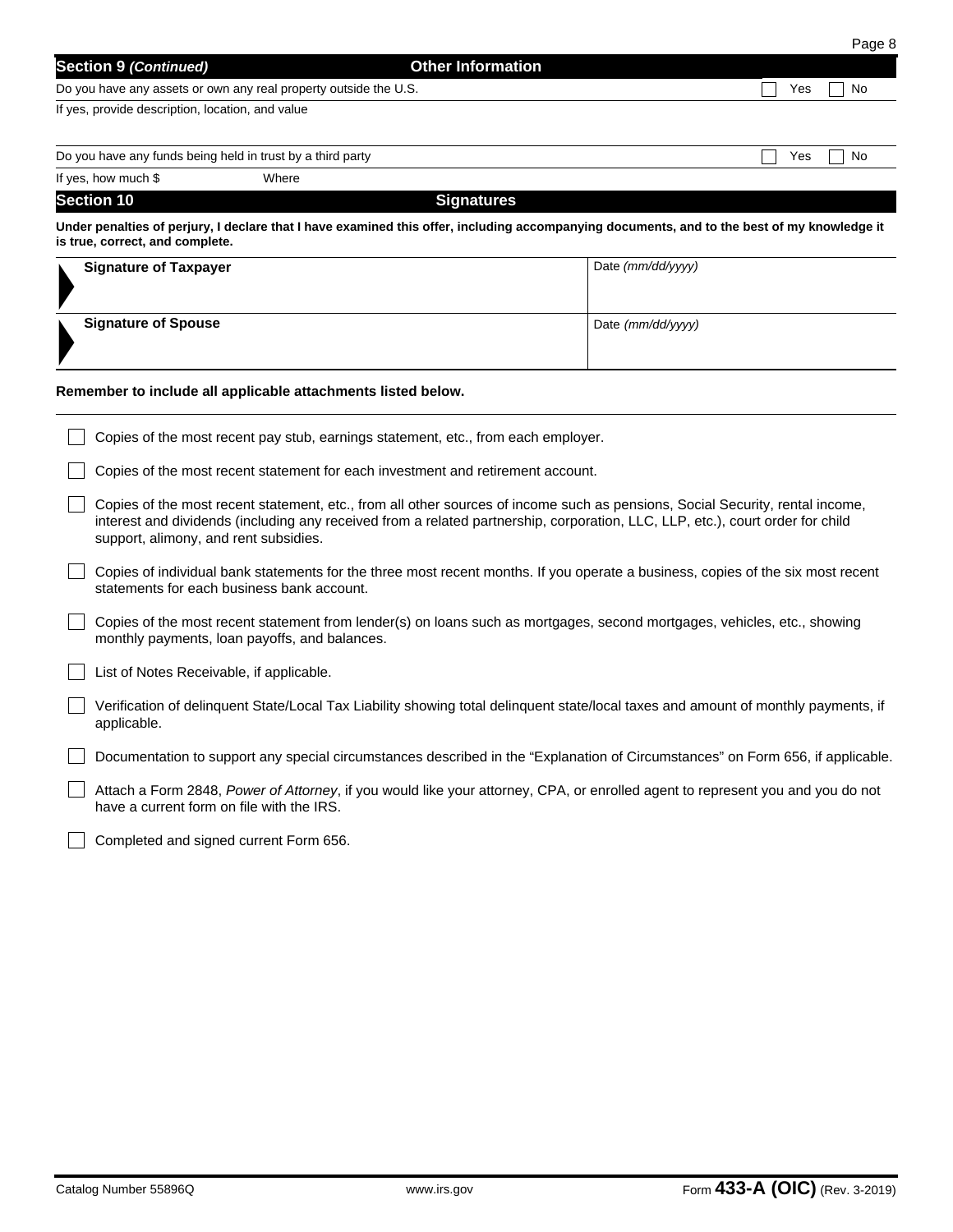## Section 9 *(Continued)* Other Information

Do you have any assets or own any real property outside the U.S. ☐ Yes ☐ No

If yes, provide description, location, and value

Do you have any funds being held in trust by a third party ☐ Yes ☐ No

If yes, how much $ Where

## Section 10 Signatures

**Under penalties of perjury, I declare that I have examined this offer, including accompanying documents, and to the best of my knowledge it is true, correct, and complete.**

| | |
|---|---|
| **Signature of Taxpayer** | Date *(mm/dd/yyyy)* |
| **Signature of Spouse** | Date *(mm/dd/yyyy)* |

**Remember to include all applicable attachments listed below.**

- ☐ Copies of the most recent pay stub, earnings statement, etc., from each employer.
- ☐ Copies of the most recent statement for each investment and retirement account.
- ☐ Copies of the most recent statement, etc., from all other sources of income such as pensions, Social Security, rental income, interest and dividends (including any received from a related partnership, corporation, LLC, LLP, etc.), court order for child support, alimony, and rent subsidies.
- ☐ Copies of individual bank statements for the three most recent months. If you operate a business, copies of the six most recent statements for each business bank account.
- ☐ Copies of the most recent statement from lender(s) on loans such as mortgages, second mortgages, vehicles, etc., showing monthly payments, loan payoffs, and balances.
- ☐ List of Notes Receivable, if applicable.
- ☐ Verification of delinquent State/Local Tax Liability showing total delinquent state/local taxes and amount of monthly payments, if applicable.
- ☐ Documentation to support any special circumstances described in the "Explanation of Circumstances" on Form 656, if applicable.
- ☐ Attach a Form 2848, *Power of Attorney*, if you would like your attorney, CPA, or enrolled agent to represent you and you do not have a current form on file with the IRS.
- ☐ Completed and signed current Form 656.